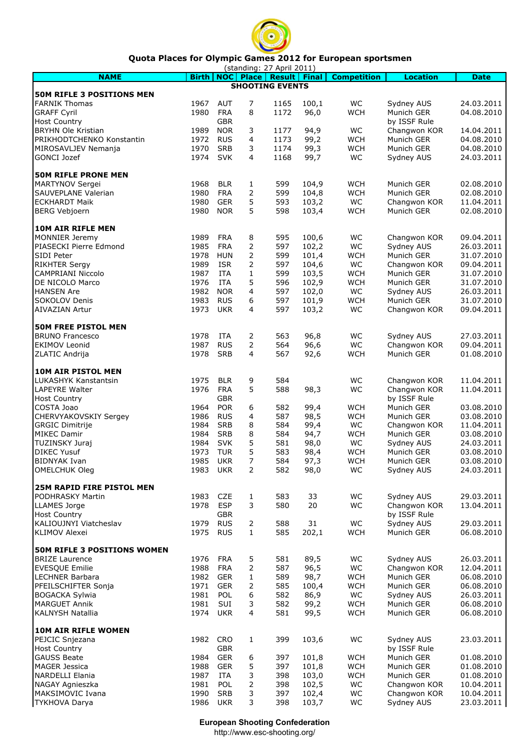# Quota Places for Olympic Games 2012 for European sportsmen

(standing: 27 April 2011)

| NAME | Birth | NOC | Place | Result | Final | Competition | Location | Date |
|---|---|---|---|---|---|---|---|---|
| **SHOOTING EVENTS** | | | | | | | | |
| **50M RIFLE 3 POSITIONS MEN** | | | | | | | | |
| FARNIK Thomas | 1967 | AUT | 7 | 1165 | 100,1 | WC | Sydney AUS | 24.03.2011 |
| GRAFF Cyril | 1980 | FRA | 8 | 1172 | 96,0 | WCH | Munich GER | 04.08.2010 |
| Host Country | | GBR | | | | | by ISSF Rule | |
| BRYHN Ole Kristian | 1989 | NOR | 3 | 1177 | 94,9 | WC | Changwon KOR | 14.04.2011 |
| PRIKHODTCHENKO Konstantin | 1972 | RUS | 4 | 1173 | 99,2 | WCH | Munich GER | 04.08.2010 |
| MIROSAVLJEV Nemanja | 1970 | SRB | 3 | 1174 | 99,3 | WCH | Munich GER | 04.08.2010 |
| GONCI Jozef | 1974 | SVK | 4 | 1168 | 99,7 | WC | Sydney AUS | 24.03.2011 |
| **50M RIFLE PRONE MEN** | | | | | | | | |
| MARTYNOV Sergei | 1968 | BLR | 1 | 599 | 104,9 | WCH | Munich GER | 02.08.2010 |
| SAUVEPLANE Valerian | 1980 | FRA | 2 | 599 | 104,8 | WCH | Munich GER | 02.08.2010 |
| ECKHARDT Maik | 1980 | GER | 5 | 593 | 103,2 | WC | Changwon KOR | 11.04.2011 |
| BERG Vebjoern | 1980 | NOR | 5 | 598 | 103,4 | WCH | Munich GER | 02.08.2010 |
| **10M AIR RIFLE MEN** | | | | | | | | |
| MONNIER Jeremy | 1989 | FRA | 8 | 595 | 100,6 | WC | Changwon KOR | 09.04.2011 |
| PIASECKI Pierre Edmond | 1985 | FRA | 2 | 597 | 102,2 | WC | Sydney AUS | 26.03.2011 |
| SIDI Peter | 1978 | HUN | 2 | 599 | 101,4 | WCH | Munich GER | 31.07.2010 |
| RIKHTER Sergy | 1989 | ISR | 2 | 597 | 104,6 | WC | Changwon KOR | 09.04.2011 |
| CAMPRIANI Niccolo | 1987 | ITA | 1 | 599 | 103,5 | WCH | Munich GER | 31.07.2010 |
| DE NICOLO Marco | 1976 | ITA | 5 | 596 | 102,9 | WCH | Munich GER | 31.07.2010 |
| HANSEN Are | 1982 | NOR | 4 | 597 | 102,0 | WC | Sydney AUS | 26.03.2011 |
| SOKOLOV Denis | 1983 | RUS | 6 | 597 | 101,9 | WCH | Munich GER | 31.07.2010 |
| AIVAZIAN Artur | 1973 | UKR | 4 | 597 | 103,2 | WC | Changwon KOR | 09.04.2011 |
| **50M FREE PISTOL MEN** | | | | | | | | |
| BRUNO Francesco | 1978 | ITA | 2 | 563 | 96,8 | WC | Sydney AUS | 27.03.2011 |
| EKIMOV Leonid | 1987 | RUS | 2 | 564 | 96,6 | WC | Changwon KOR | 09.04.2011 |
| ZLATIC Andrija | 1978 | SRB | 4 | 567 | 92,6 | WCH | Munich GER | 01.08.2010 |
| **10M AIR PISTOL MEN** | | | | | | | | |
| LUKASHYK Kanstantsin | 1975 | BLR | 9 | 584 | | WC | Changwon KOR | 11.04.2011 |
| LAPEYRE Walter | 1976 | FRA | 5 | 588 | 98,3 | WC | Changwon KOR | 11.04.2011 |
| Host Country | | GBR | | | | | by ISSF Rule | |
| COSTA Joao | 1964 | POR | 6 | 582 | 99,4 | WCH | Munich GER | 03.08.2010 |
| CHERVYAKOVSKIY Sergey | 1986 | RUS | 4 | 587 | 98,5 | WCH | Munich GER | 03.08.2010 |
| GRGIC Dimitrije | 1984 | SRB | 8 | 584 | 99,4 | WC | Changwon KOR | 11.04.2011 |
| MIKEC Damir | 1984 | SRB | 8 | 584 | 94,7 | WCH | Munich GER | 03.08.2010 |
| TUZINSKY Juraj | 1984 | SVK | 5 | 581 | 98,0 | WC | Sydney AUS | 24.03.2011 |
| DIKEC Yusuf | 1973 | TUR | 5 | 583 | 98,4 | WCH | Munich GER | 03.08.2010 |
| BIDNYAK Ivan | 1985 | UKR | 7 | 584 | 97,3 | WCH | Munich GER | 03.08.2010 |
| OMELCHUK Oleg | 1983 | UKR | 2 | 582 | 98,0 | WC | Sydney AUS | 24.03.2011 |
| **25M RAPID FIRE PISTOL MEN** | | | | | | | | |
| PODHRASKY Martin | 1983 | CZE | 1 | 583 | 33 | WC | Sydney AUS | 29.03.2011 |
| LLAMES Jorge | 1978 | ESP | 3 | 580 | 20 | WC | Changwon KOR | 13.04.2011 |
| Host Country | | GBR | | | | | by ISSF Rule | |
| KALIOUJNYI Viatcheslav | 1979 | RUS | 2 | 588 | 31 | WC | Sydney AUS | 29.03.2011 |
| KLIMOV Alexei | 1975 | RUS | 1 | 585 | 202,1 | WCH | Munich GER | 06.08.2010 |
| **50M RIFLE 3 POSITIONS WOMEN** | | | | | | | | |
| BRIZE Laurence | 1976 | FRA | 5 | 581 | 89,5 | WC | Sydney AUS | 26.03.2011 |
| EVESQUE Emilie | 1988 | FRA | 2 | 587 | 96,5 | WC | Changwon KOR | 12.04.2011 |
| LECHNER Barbara | 1982 | GER | 1 | 589 | 98,7 | WCH | Munich GER | 06.08.2010 |
| PFEILSCHIFTER Sonja | 1971 | GER | 2 | 585 | 100,4 | WCH | Munich GER | 06.08.2010 |
| BOGACKA Sylwia | 1981 | POL | 6 | 582 | 86,9 | WC | Sydney AUS | 26.03.2011 |
| MARGUET Annik | 1981 | SUI | 3 | 582 | 99,2 | WCH | Munich GER | 06.08.2010 |
| KALNYSH Natallia | 1974 | UKR | 4 | 581 | 99,5 | WCH | Munich GER | 06.08.2010 |
| **10M AIR RIFLE WOMEN** | | | | | | | | |
| PEJCIC Snjezana | 1982 | CRO | 1 | 399 | 103,6 | WC | Sydney AUS | 23.03.2011 |
| Host Country | | GBR | | | | | by ISSF Rule | |
| GAUSS Beate | 1984 | GER | 6 | 397 | 101,8 | WCH | Munich GER | 01.08.2010 |
| MAGER Jessica | 1988 | GER | 5 | 397 | 101,8 | WCH | Munich GER | 01.08.2010 |
| NARDELLI Elania | 1987 | ITA | 3 | 398 | 103,0 | WCH | Munich GER | 01.08.2010 |
| NAGAY Agnieszka | 1981 | POL | 2 | 398 | 102,5 | WC | Changwon KOR | 10.04.2011 |
| MAKSIMOVIC Ivana | 1990 | SRB | 3 | 397 | 102,4 | WC | Changwon KOR | 10.04.2011 |
| TYKHOVA Darya | 1986 | UKR | 3 | 398 | 103,7 | WC | Sydney AUS | 23.03.2011 |

**European Shooting Confederation**
http://www.esc-shooting.org/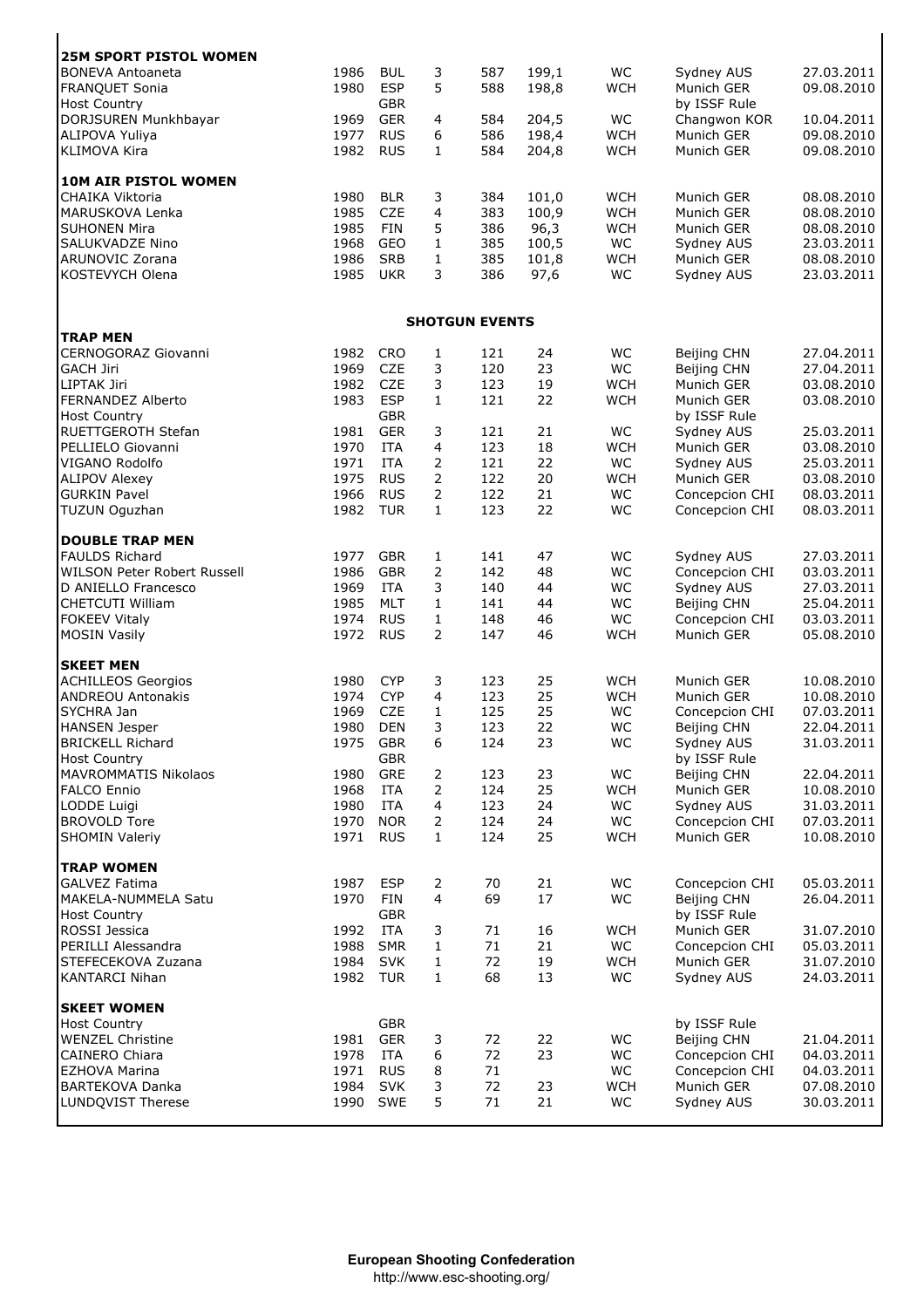| | | | | | | | | |
|---|---|---|---|---|---|---|---|---|
| **25M SPORT PISTOL WOMEN** | | | | | | | | |
| BONEVA Antoaneta | 1986 | BUL | 3 | 587 | 199,1 | WC | Sydney AUS | 27.03.2011 |
| FRANQUET Sonia | 1980 | ESP | 5 | 588 | 198,8 | WCH | Munich GER | 09.08.2010 |
| Host Country | | GBR | | | | | by ISSF Rule | |
| DORJSUREN Munkhbayar | 1969 | GER | 4 | 584 | 204,5 | WC | Changwon KOR | 10.04.2011 |
| ALIPOVA Yuliya | 1977 | RUS | 6 | 586 | 198,4 | WCH | Munich GER | 09.08.2010 |
| KLIMOVA Kira | 1982 | RUS | 1 | 584 | 204,8 | WCH | Munich GER | 09.08.2010 |
| **10M AIR PISTOL WOMEN** | | | | | | | | |
| CHAIKA Viktoria | 1980 | BLR | 3 | 384 | 101,0 | WCH | Munich GER | 08.08.2010 |
| MARUSKOVA Lenka | 1985 | CZE | 4 | 383 | 100,9 | WCH | Munich GER | 08.08.2010 |
| SUHONEN Mira | 1985 | FIN | 5 | 386 | 96,3 | WCH | Munich GER | 08.08.2010 |
| SALUKVADZE Nino | 1968 | GEO | 1 | 385 | 100,5 | WC | Sydney AUS | 23.03.2011 |
| ARUNOVIC Zorana | 1986 | SRB | 1 | 385 | 101,8 | WCH | Munich GER | 08.08.2010 |
| KOSTEVYCH Olena | 1985 | UKR | 3 | 386 | 97,6 | WC | Sydney AUS | 23.03.2011 |

## SHOTGUN EVENTS

| | | | | | | | | |
|---|---|---|---|---|---|---|---|---|
| **TRAP MEN** | | | | | | | | |
| CERNOGORAZ Giovanni | 1982 | CRO | 1 | 121 | 24 | WC | Beijing CHN | 27.04.2011 |
| GACH Jiri | 1969 | CZE | 3 | 120 | 23 | WC | Beijing CHN | 27.04.2011 |
| LIPTAK Jiri | 1982 | CZE | 3 | 123 | 19 | WCH | Munich GER | 03.08.2010 |
| FERNANDEZ Alberto | 1983 | ESP | 1 | 121 | 22 | WCH | Munich GER | 03.08.2010 |
| Host Country | | GBR | | | | | by ISSF Rule | |
| RUETTGEROTH Stefan | 1981 | GER | 3 | 121 | 21 | WC | Sydney AUS | 25.03.2011 |
| PELLIELO Giovanni | 1970 | ITA | 4 | 123 | 18 | WCH | Munich GER | 03.08.2010 |
| VIGANO Rodolfo | 1971 | ITA | 2 | 121 | 22 | WC | Sydney AUS | 25.03.2011 |
| ALIPOV Alexey | 1975 | RUS | 2 | 122 | 20 | WCH | Munich GER | 03.08.2010 |
| GURKIN Pavel | 1966 | RUS | 2 | 122 | 21 | WC | Concepcion CHI | 08.03.2011 |
| TUZUN Oguzhan | 1982 | TUR | 1 | 123 | 22 | WC | Concepcion CHI | 08.03.2011 |
| **DOUBLE TRAP MEN** | | | | | | | | |
| FAULDS Richard | 1977 | GBR | 1 | 141 | 47 | WC | Sydney AUS | 27.03.2011 |
| WILSON Peter Robert Russell | 1986 | GBR | 2 | 142 | 48 | WC | Concepcion CHI | 03.03.2011 |
| D ANIELLO Francesco | 1969 | ITA | 3 | 140 | 44 | WC | Sydney AUS | 27.03.2011 |
| CHETCUTI William | 1985 | MLT | 1 | 141 | 44 | WC | Beijing CHN | 25.04.2011 |
| FOKEEV Vitaly | 1974 | RUS | 1 | 148 | 46 | WC | Concepcion CHI | 03.03.2011 |
| MOSIN Vasily | 1972 | RUS | 2 | 147 | 46 | WCH | Munich GER | 05.08.2010 |
| **SKEET MEN** | | | | | | | | |
| ACHILLEOS Georgios | 1980 | CYP | 3 | 123 | 25 | WCH | Munich GER | 10.08.2010 |
| ANDREOU Antonakis | 1974 | CYP | 4 | 123 | 25 | WCH | Munich GER | 10.08.2010 |
| SYCHRA Jan | 1969 | CZE | 1 | 125 | 25 | WC | Concepcion CHI | 07.03.2011 |
| HANSEN Jesper | 1980 | DEN | 3 | 123 | 22 | WC | Beijing CHN | 22.04.2011 |
| BRICKELL Richard | 1975 | GBR | 6 | 124 | 23 | WC | Sydney AUS | 31.03.2011 |
| Host Country | | GBR | | | | | by ISSF Rule | |
| MAVROMMATIS Nikolaos | 1980 | GRE | 2 | 123 | 23 | WC | Beijing CHN | 22.04.2011 |
| FALCO Ennio | 1968 | ITA | 2 | 124 | 25 | WCH | Munich GER | 10.08.2010 |
| LODDE Luigi | 1980 | ITA | 4 | 123 | 24 | WC | Sydney AUS | 31.03.2011 |
| BROVOLD Tore | 1970 | NOR | 2 | 124 | 24 | WC | Concepcion CHI | 07.03.2011 |
| SHOMIN Valeriy | 1971 | RUS | 1 | 124 | 25 | WCH | Munich GER | 10.08.2010 |
| **TRAP WOMEN** | | | | | | | | |
| GALVEZ Fatima | 1987 | ESP | 2 | 70 | 21 | WC | Concepcion CHI | 05.03.2011 |
| MAKELA-NUMMELA Satu | 1970 | FIN | 4 | 69 | 17 | WC | Beijing CHN | 26.04.2011 |
| Host Country | | GBR | | | | | by ISSF Rule | |
| ROSSI Jessica | 1992 | ITA | 3 | 71 | 16 | WCH | Munich GER | 31.07.2010 |
| PERILLI Alessandra | 1988 | SMR | 1 | 71 | 21 | WC | Concepcion CHI | 05.03.2011 |
| STEFECEKOVA Zuzana | 1984 | SVK | 1 | 72 | 19 | WCH | Munich GER | 31.07.2010 |
| KANTARCI Nihan | 1982 | TUR | 1 | 68 | 13 | WC | Sydney AUS | 24.03.2011 |
| **SKEET WOMEN** | | | | | | | | |
| Host Country | | GBR | | | | | by ISSF Rule | |
| WENZEL Christine | 1981 | GER | 3 | 72 | 22 | WC | Beijing CHN | 21.04.2011 |
| CAINERO Chiara | 1978 | ITA | 6 | 72 | 23 | WC | Concepcion CHI | 04.03.2011 |
| EZHOVA Marina | 1971 | RUS | 8 | 71 | | WC | Concepcion CHI | 04.03.2011 |
| BARTEKOVA Danka | 1984 | SVK | 3 | 72 | 23 | WCH | Munich GER | 07.08.2010 |
| LUNDQVIST Therese | 1990 | SWE | 5 | 71 | 21 | WC | Sydney AUS | 30.03.2011 |

**European Shooting Confederation**
http://www.esc-shooting.org/